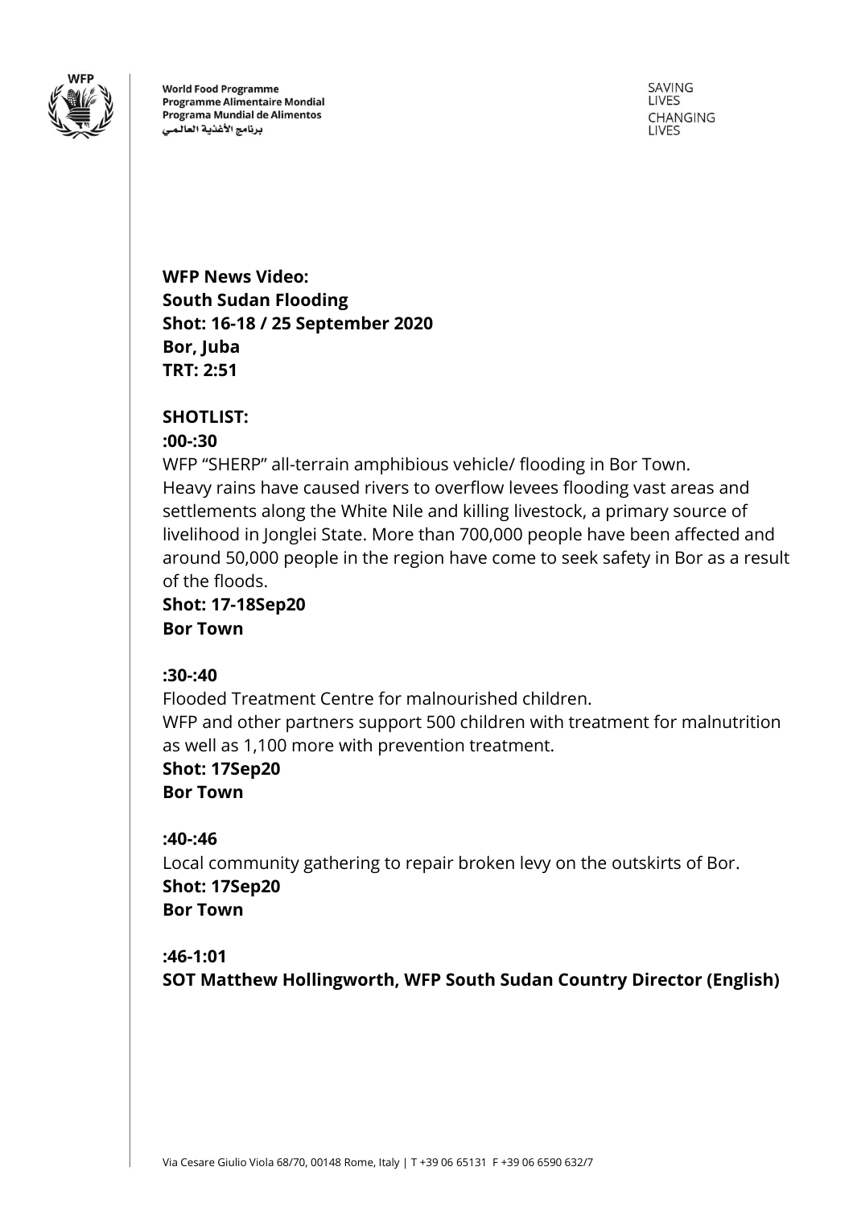World Food Programme
Programme Alimentaire Mondial
Programa Mundial de Alimentos
برنامج الأغذية العالمي

SAVING LIVES
CHANGING LIVES

**WFP News Video:**
**South Sudan Flooding**
**Shot: 16-18 / 25 September 2020**
**Bor, Juba**
**TRT: 2:51**

**SHOTLIST:**

**:00-:30**

WFP "SHERP" all-terrain amphibious vehicle/ flooding in Bor Town.
Heavy rains have caused rivers to overflow levees flooding vast areas and settlements along the White Nile and killing livestock, a primary source of livelihood in Jonglei State. More than 700,000 people have been affected and around 50,000 people in the region have come to seek safety in Bor as a result of the floods.
**Shot: 17-18Sep20**
**Bor Town**

**:30-:40**

Flooded Treatment Centre for malnourished children.
WFP and other partners support 500 children with treatment for malnutrition as well as 1,100 more with prevention treatment.
**Shot: 17Sep20**
**Bor Town**

**:40-:46**

Local community gathering to repair broken levy on the outskirts of Bor.
**Shot: 17Sep20**
**Bor Town**

**:46-1:01**

**SOT Matthew Hollingworth, WFP South Sudan Country Director (English)**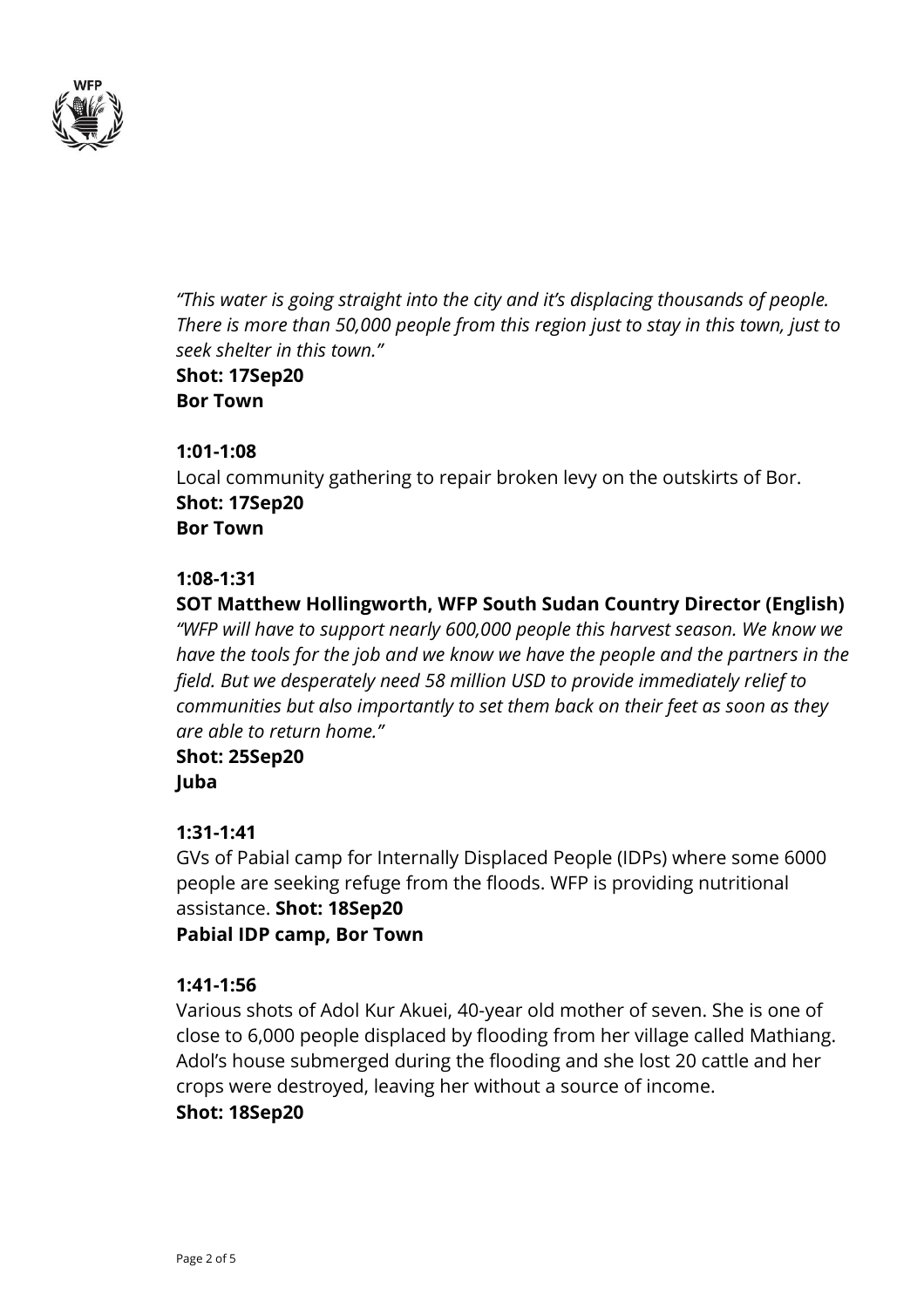*"This water is going straight into the city and it's displacing thousands of people. There is more than 50,000 people from this region just to stay in this town, just to seek shelter in this town."*
**Shot: 17Sep20**
**Bor Town**

**1:01-1:08**
Local community gathering to repair broken levy on the outskirts of Bor.
**Shot: 17Sep20**
**Bor Town**

**1:08-1:31**
**SOT Matthew Hollingworth, WFP South Sudan Country Director (English)**
*"WFP will have to support nearly 600,000 people this harvest season. We know we have the tools for the job and we know we have the people and the partners in the field. But we desperately need 58 million USD to provide immediately relief to communities but also importantly to set them back on their feet as soon as they are able to return home."*
**Shot: 25Sep20**
**Juba**

**1:31-1:41**
GVs of Pabial camp for Internally Displaced People (IDPs) where some 6000 people are seeking refuge from the floods. WFP is providing nutritional assistance. **Shot: 18Sep20**
**Pabial IDP camp, Bor Town**

**1:41-1:56**
Various shots of Adol Kur Akuei, 40-year old mother of seven. She is one of close to 6,000 people displaced by flooding from her village called Mathiang. Adol's house submerged during the flooding and she lost 20 cattle and her crops were destroyed, leaving her without a source of income.
**Shot: 18Sep20**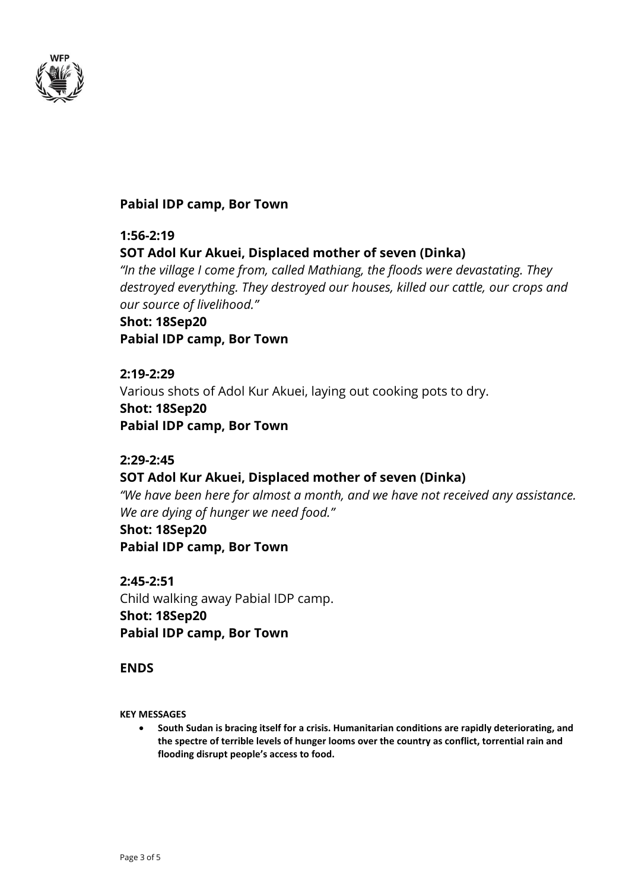**Pabial IDP camp, Bor Town**

**1:56-2:19**
**SOT Adol Kur Akuei, Displaced mother of seven (Dinka)**
*"In the village I come from, called Mathiang, the floods were devastating. They destroyed everything. They destroyed our houses, killed our cattle, our crops and our source of livelihood."*
**Shot: 18Sep20**
**Pabial IDP camp, Bor Town**

**2:19-2:29**
Various shots of Adol Kur Akuei, laying out cooking pots to dry.
**Shot: 18Sep20**
**Pabial IDP camp, Bor Town**

**2:29-2:45**
**SOT Adol Kur Akuei, Displaced mother of seven (Dinka)**
*"We have been here for almost a month, and we have not received any assistance. We are dying of hunger we need food."*
**Shot: 18Sep20**
**Pabial IDP camp, Bor Town**

**2:45-2:51**
Child walking away Pabial IDP camp.
**Shot: 18Sep20**
**Pabial IDP camp, Bor Town**

**ENDS**

**KEY MESSAGES**

- **South Sudan is bracing itself for a crisis. Humanitarian conditions are rapidly deteriorating, and the spectre of terrible levels of hunger looms over the country as conflict, torrential rain and flooding disrupt people's access to food.**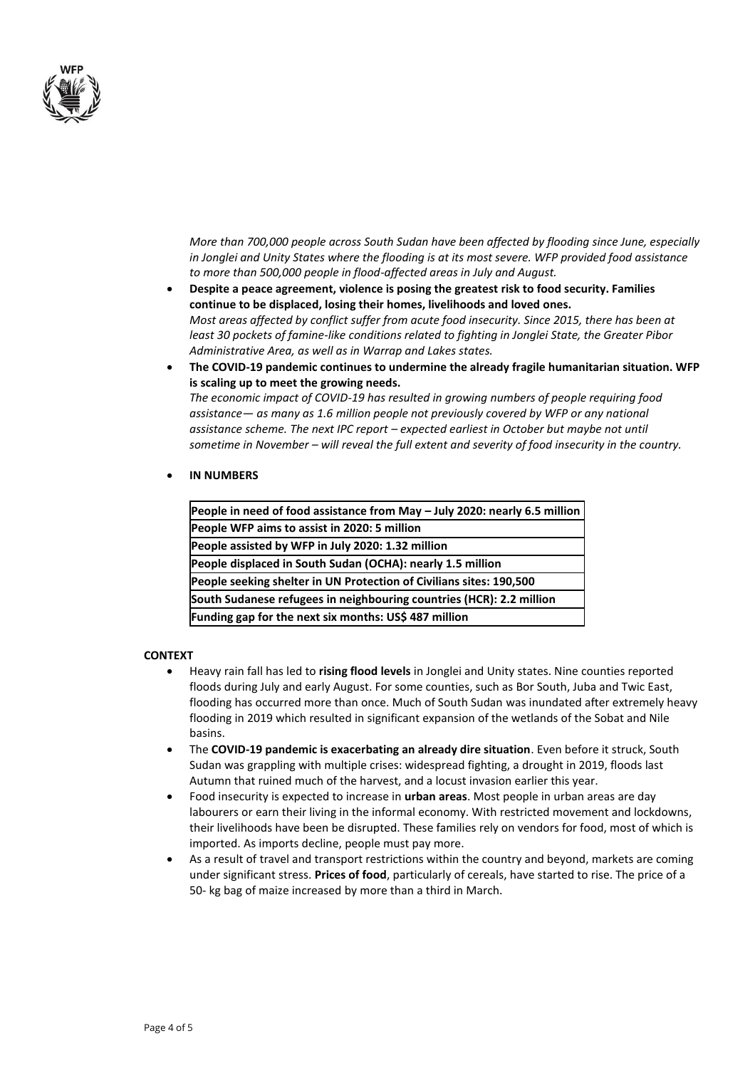*More than 700,000 people across South Sudan have been affected by flooding since June, especially in Jonglei and Unity States where the flooding is at its most severe. WFP provided food assistance to more than 500,000 people in flood-affected areas in July and August.*

- **Despite a peace agreement, violence is posing the greatest risk to food security. Families continue to be displaced, losing their homes, livelihoods and loved ones.**
  *Most areas affected by conflict suffer from acute food insecurity. Since 2015, there has been at least 30 pockets of famine-like conditions related to fighting in Jonglei State, the Greater Pibor Administrative Area, as well as in Warrap and Lakes states.*
- **The COVID-19 pandemic continues to undermine the already fragile humanitarian situation. WFP is scaling up to meet the growing needs.**
  *The economic impact of COVID-19 has resulted in growing numbers of people requiring food assistance— as many as 1.6 million people not previously covered by WFP or any national assistance scheme. The next IPC report – expected earliest in October but maybe not until sometime in November – will reveal the full extent and severity of food insecurity in the country.*
- **IN NUMBERS**

| **People in need of food assistance from May – July 2020: nearly 6.5 million** |
|---|
| **People WFP aims to assist in 2020: 5 million** |
| **People assisted by WFP in July 2020: 1.32 million** |
| **People displaced in South Sudan (OCHA): nearly 1.5 million** |
| **People seeking shelter in UN Protection of Civilians sites: 190,500** |
| **South Sudanese refugees in neighbouring countries (HCR): 2.2 million** |
| **Funding gap for the next six months: US$ 487 million** |

**CONTEXT**

- Heavy rain fall has led to **rising flood levels** in Jonglei and Unity states. Nine counties reported floods during July and early August. For some counties, such as Bor South, Juba and Twic East, flooding has occurred more than once. Much of South Sudan was inundated after extremely heavy flooding in 2019 which resulted in significant expansion of the wetlands of the Sobat and Nile basins.
- The **COVID-19 pandemic is exacerbating an already dire situation**. Even before it struck, South Sudan was grappling with multiple crises: widespread fighting, a drought in 2019, floods last Autumn that ruined much of the harvest, and a locust invasion earlier this year.
- Food insecurity is expected to increase in **urban areas**. Most people in urban areas are day labourers or earn their living in the informal economy. With restricted movement and lockdowns, their livelihoods have been be disrupted. These families rely on vendors for food, most of which is imported. As imports decline, people must pay more.
- As a result of travel and transport restrictions within the country and beyond, markets are coming under significant stress. **Prices of food**, particularly of cereals, have started to rise. The price of a 50- kg bag of maize increased by more than a third in March.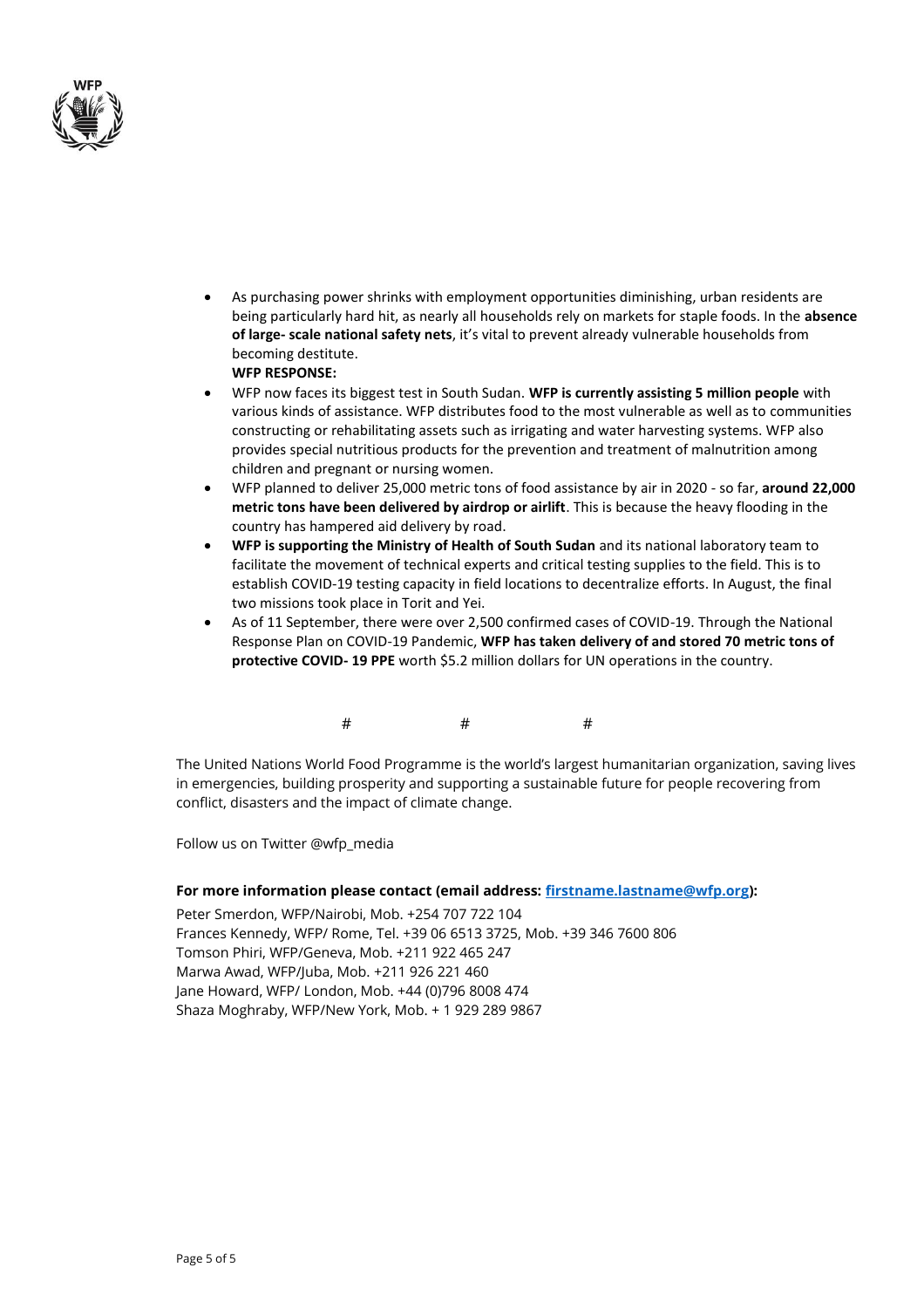- As purchasing power shrinks with employment opportunities diminishing, urban residents are being particularly hard hit, as nearly all households rely on markets for staple foods. In the **absence of large- scale national safety nets**, it's vital to prevent already vulnerable households from becoming destitute.

  **WFP RESPONSE:**

- WFP now faces its biggest test in South Sudan. **WFP is currently assisting 5 million people** with various kinds of assistance. WFP distributes food to the most vulnerable as well as to communities constructing or rehabilitating assets such as irrigating and water harvesting systems. WFP also provides special nutritious products for the prevention and treatment of malnutrition among children and pregnant or nursing women.
- WFP planned to deliver 25,000 metric tons of food assistance by air in 2020 - so far, **around 22,000 metric tons have been delivered by airdrop or airlift**. This is because the heavy flooding in the country has hampered aid delivery by road.
- **WFP is supporting the Ministry of Health of South Sudan** and its national laboratory team to facilitate the movement of technical experts and critical testing supplies to the field. This is to establish COVID-19 testing capacity in field locations to decentralize efforts. In August, the final two missions took place in Torit and Yei.
- As of 11 September, there were over 2,500 confirmed cases of COVID-19. Through the National Response Plan on COVID-19 Pandemic, **WFP has taken delivery of and stored 70 metric tons of protective COVID- 19 PPE** worth $5.2 million dollars for UN operations in the country.

# # #

The United Nations World Food Programme is the world's largest humanitarian organization, saving lives in emergencies, building prosperity and supporting a sustainable future for people recovering from conflict, disasters and the impact of climate change.

Follow us on Twitter @wfp_media

**For more information please contact (email address: firstname.lastname@wfp.org):**

Peter Smerdon, WFP/Nairobi, Mob. +254 707 722 104
Frances Kennedy, WFP/ Rome, Tel. +39 06 6513 3725, Mob. +39 346 7600 806
Tomson Phiri, WFP/Geneva, Mob. +211 922 465 247
Marwa Awad, WFP/Juba, Mob. +211 926 221 460
Jane Howard, WFP/ London, Mob. +44 (0)796 8008 474
Shaza Moghraby, WFP/New York, Mob. + 1 929 289 9867